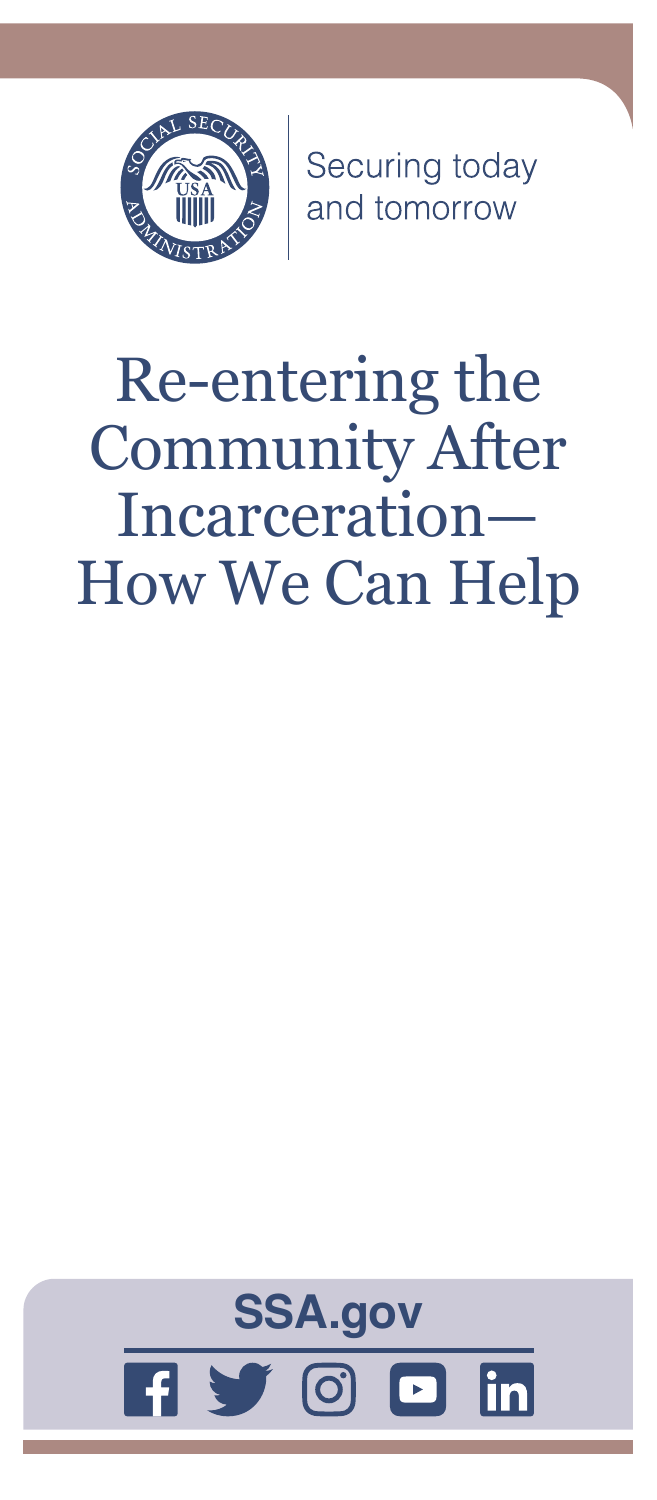Securing today and tomorrow

# Re-entering the Community After Incarceration— How We Can Help

**SSA.gov**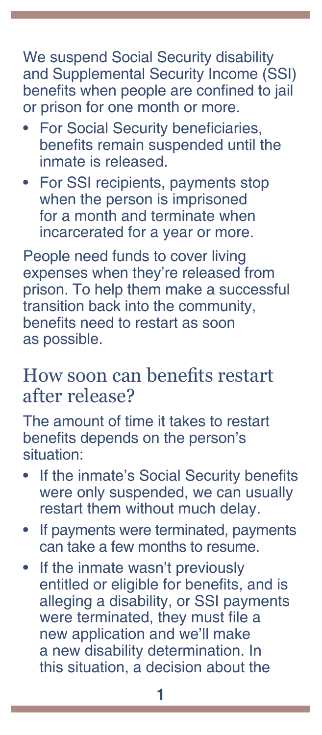We suspend Social Security disability and Supplemental Security Income (SSI) benefits when people are confined to jail or prison for one month or more.

- For Social Security beneficiaries, benefits remain suspended until the inmate is released.
- For SSI recipients, payments stop when the person is imprisoned for a month and terminate when incarcerated for a year or more.

People need funds to cover living expenses when they're released from prison. To help them make a successful transition back into the community, benefits need to restart as soon as possible.

## How soon can benefits restart after release?

The amount of time it takes to restart benefits depends on the person's situation:

- If the inmate's Social Security benefits were only suspended, we can usually restart them without much delay.
- If payments were terminated, payments can take a few months to resume.
- If the inmate wasn't previously entitled or eligible for benefits, and is alleging a disability, or SSI payments were terminated, they must file a new application and we'll make a new disability determination. In this situation, a decision about the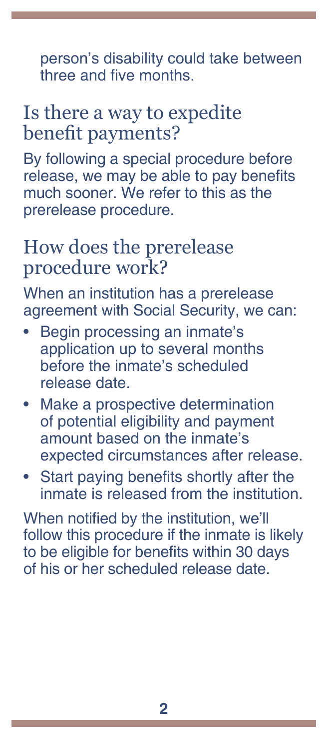person's disability could take between three and five months.

## Is there a way to expedite benefit payments?

By following a special procedure before release, we may be able to pay benefits much sooner. We refer to this as the prerelease procedure.

## How does the prerelease procedure work?

When an institution has a prerelease agreement with Social Security, we can:

- Begin processing an inmate's application up to several months before the inmate's scheduled release date.
- Make a prospective determination of potential eligibility and payment amount based on the inmate's expected circumstances after release.
- Start paying benefits shortly after the inmate is released from the institution.

When notified by the institution, we'll follow this procedure if the inmate is likely to be eligible for benefits within 30 days of his or her scheduled release date.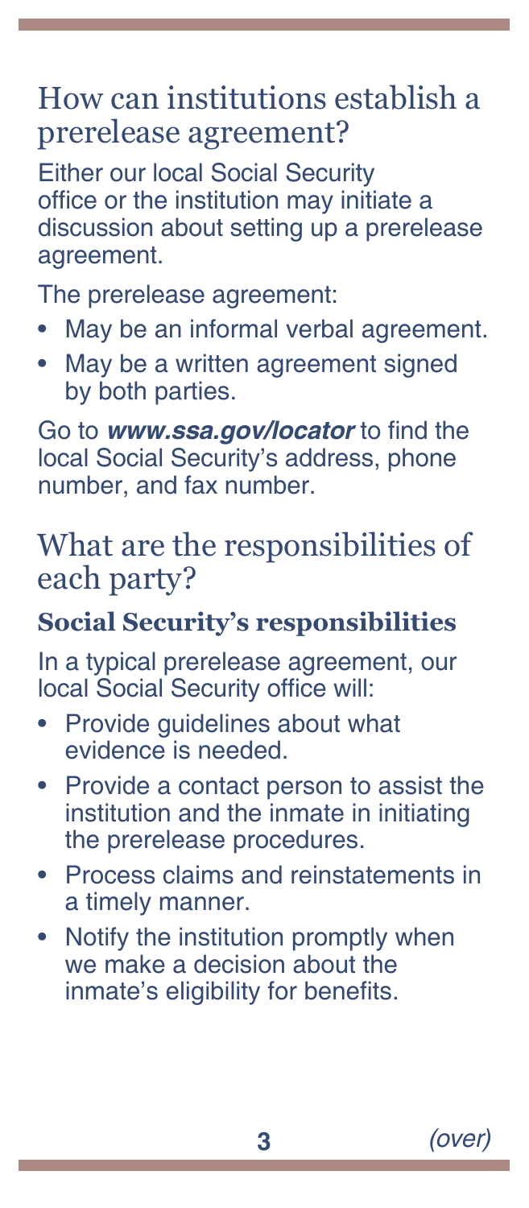## How can institutions establish a prerelease agreement?

Either our local Social Security office or the institution may initiate a discussion about setting up a prerelease agreement.

The prerelease agreement:

- May be an informal verbal agreement.
- May be a written agreement signed by both parties.

Go to ***www.ssa.gov/locator*** to find the local Social Security's address, phone number, and fax number.

## What are the responsibilities of each party?

### Social Security's responsibilities

In a typical prerelease agreement, our local Social Security office will:

- Provide guidelines about what evidence is needed.
- Provide a contact person to assist the institution and the inmate in initiating the prerelease procedures.
- Process claims and reinstatements in a timely manner.
- Notify the institution promptly when we make a decision about the inmate's eligibility for benefits.

*(over)*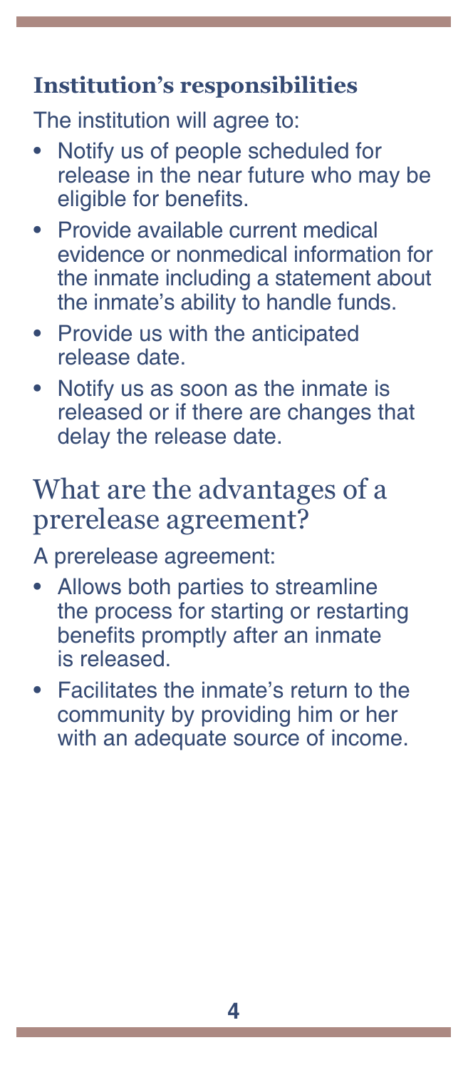### Institution's responsibilities

The institution will agree to:

- Notify us of people scheduled for release in the near future who may be eligible for benefits.
- Provide available current medical evidence or nonmedical information for the inmate including a statement about the inmate's ability to handle funds.
- Provide us with the anticipated release date.
- Notify us as soon as the inmate is released or if there are changes that delay the release date.

## What are the advantages of a prerelease agreement?

A prerelease agreement:

- Allows both parties to streamline the process for starting or restarting benefits promptly after an inmate is released.
- Facilitates the inmate's return to the community by providing him or her with an adequate source of income.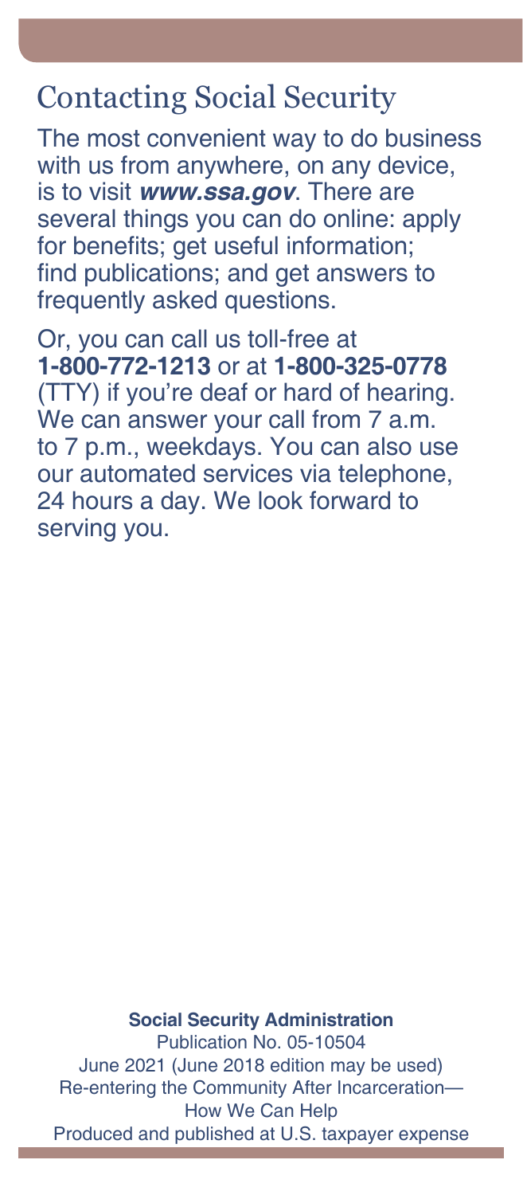## Contacting Social Security

The most convenient way to do business with us from anywhere, on any device, is to visit ***www.ssa.gov***. There are several things you can do online: apply for benefits; get useful information; find publications; and get answers to frequently asked questions.

Or, you can call us toll-free at **1-800-772-1213** or at **1-800-325-0778** (TTY) if you're deaf or hard of hearing. We can answer your call from 7 a.m. to 7 p.m., weekdays. You can also use our automated services via telephone, 24 hours a day. We look forward to serving you.

**Social Security Administration**
Publication No. 05-10504
June 2021 (June 2018 edition may be used)
Re-entering the Community After Incarceration—How We Can Help
Produced and published at U.S. taxpayer expense